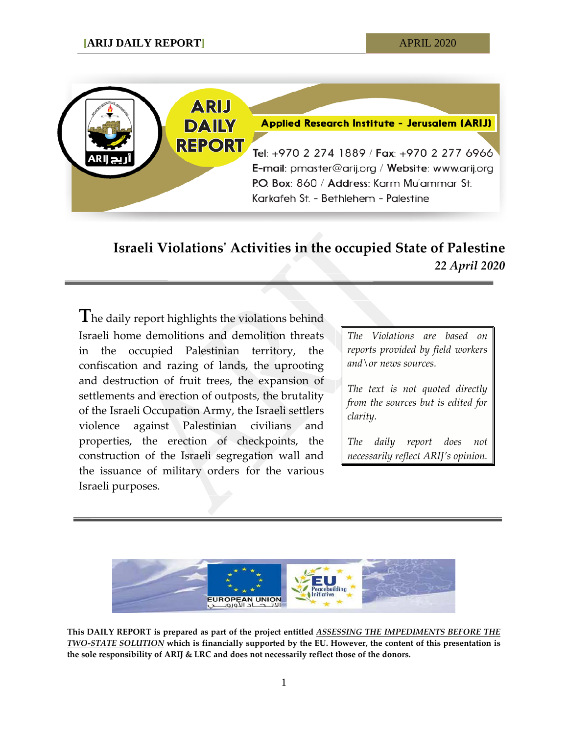ARIJ DAILY REPORT

Applied Research Institute - Jerusalem (ARIJ)

Tel: +970 2 274 1889 / Fax: +970 2 277 6966
E-mail: pmaster@arij.org / Website: www.arij.org
P.O. Box: 860 / Address: Karm Mu'ammar St. Karkafeh St. - Bethlehem - Palestine

# Israeli Violations' Activities in the occupied State of Palestine

*22 April 2020*

The daily report highlights the violations behind Israeli home demolitions and demolition threats in the occupied Palestinian territory, the confiscation and razing of lands, the uprooting and destruction of fruit trees, the expansion of settlements and erection of outposts, the brutality of the Israeli Occupation Army, the Israeli settlers violence against Palestinian civilians and properties, the erection of checkpoints, the construction of the Israeli segregation wall and the issuance of military orders for the various Israeli purposes.

*The Violations are based on reports provided by field workers and\or news sources.*

*The text is not quoted directly from the sources but is edited for clarity.*

*The daily report does not necessarily reflect ARIJ's opinion.*

**This DAILY REPORT is prepared as part of the project entitled *ASSESSING THE IMPEDIMENTS BEFORE THE TWO-STATE SOLUTION* which is financially supported by the EU. However, the content of this presentation is the sole responsibility of ARIJ & LRC and does not necessarily reflect those of the donors.**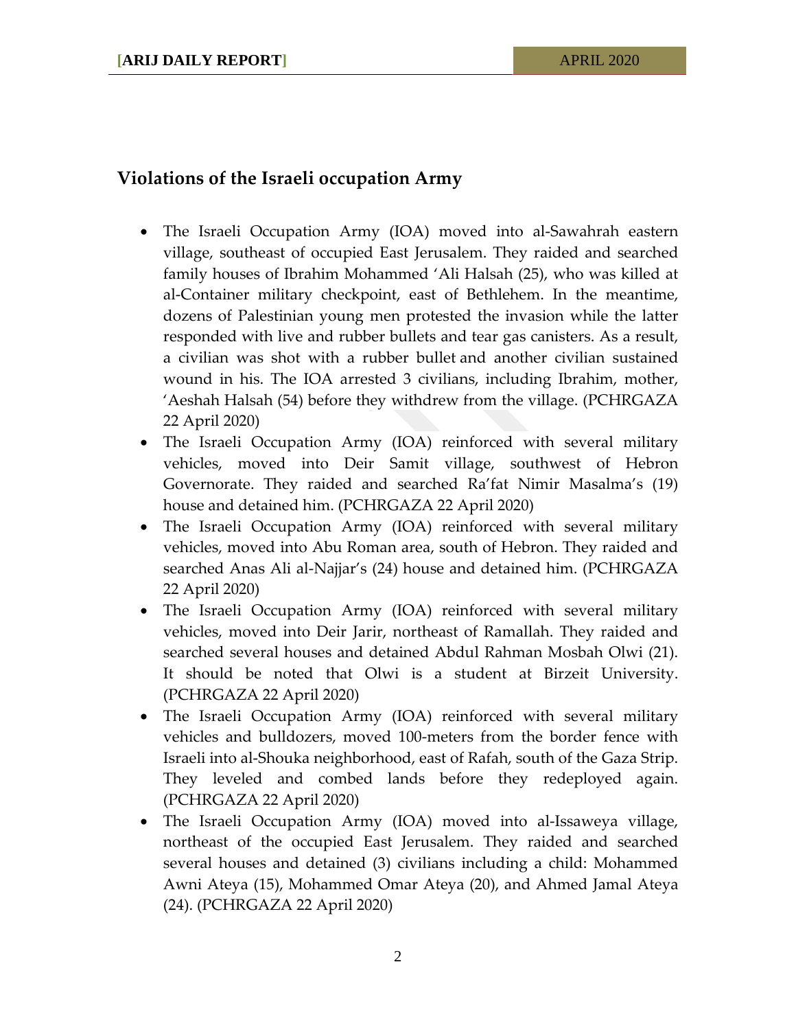## Violations of the Israeli occupation Army

- The Israeli Occupation Army (IOA) moved into al-Sawahrah eastern village, southeast of occupied East Jerusalem. They raided and searched family houses of Ibrahim Mohammed 'Ali Halsah (25), who was killed at al-Container military checkpoint, east of Bethlehem. In the meantime, dozens of Palestinian young men protested the invasion while the latter responded with live and rubber bullets and tear gas canisters. As a result, a civilian was shot with a rubber bullet and another civilian sustained wound in his. The IOA arrested 3 civilians, including Ibrahim, mother, 'Aeshah Halsah (54) before they withdrew from the village. (PCHRGAZA 22 April 2020)
- The Israeli Occupation Army (IOA) reinforced with several military vehicles, moved into Deir Samit village, southwest of Hebron Governorate. They raided and searched Ra'fat Nimir Masalma's (19) house and detained him. (PCHRGAZA 22 April 2020)
- The Israeli Occupation Army (IOA) reinforced with several military vehicles, moved into Abu Roman area, south of Hebron. They raided and searched Anas Ali al-Najjar's (24) house and detained him. (PCHRGAZA 22 April 2020)
- The Israeli Occupation Army (IOA) reinforced with several military vehicles, moved into Deir Jarir, northeast of Ramallah. They raided and searched several houses and detained Abdul Rahman Mosbah Olwi (21). It should be noted that Olwi is a student at Birzeit University. (PCHRGAZA 22 April 2020)
- The Israeli Occupation Army (IOA) reinforced with several military vehicles and bulldozers, moved 100-meters from the border fence with Israeli into al-Shouka neighborhood, east of Rafah, south of the Gaza Strip. They leveled and combed lands before they redeployed again. (PCHRGAZA 22 April 2020)
- The Israeli Occupation Army (IOA) moved into al-Issaweya village, northeast of the occupied East Jerusalem. They raided and searched several houses and detained (3) civilians including a child: Mohammed Awni Ateya (15), Mohammed Omar Ateya (20), and Ahmed Jamal Ateya (24). (PCHRGAZA 22 April 2020)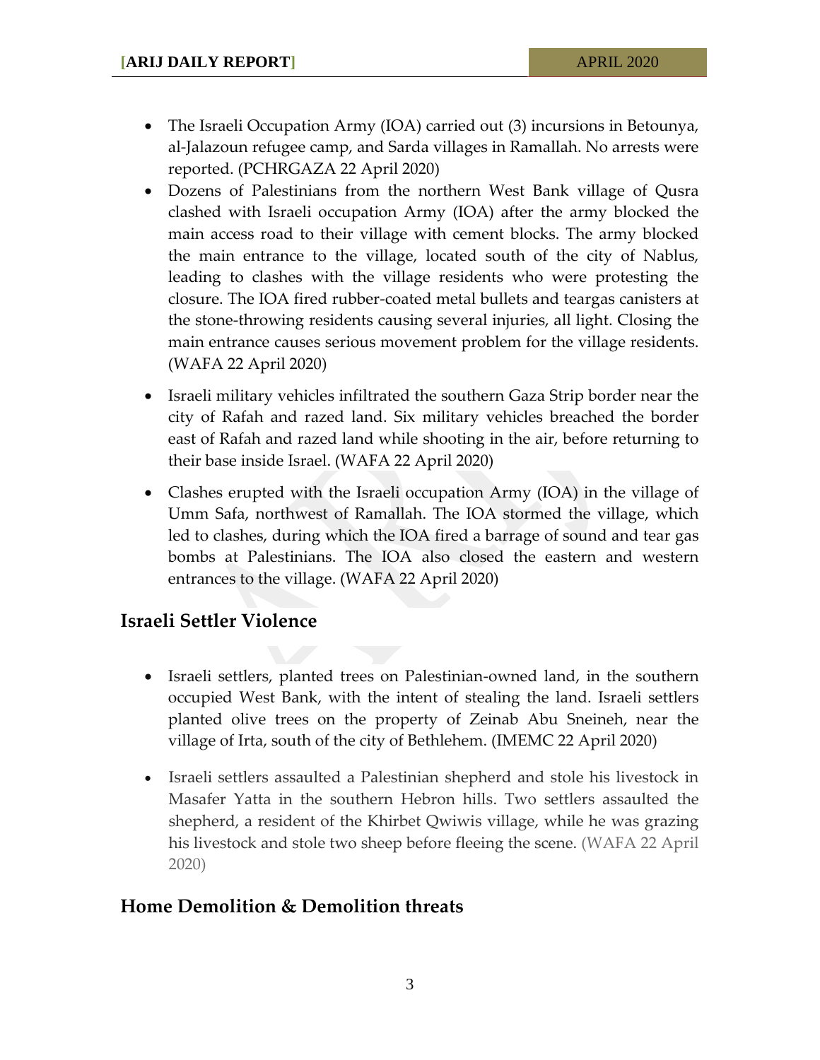- The Israeli Occupation Army (IOA) carried out (3) incursions in Betounya, al-Jalazoun refugee camp, and Sarda villages in Ramallah. No arrests were reported. (PCHRGAZA 22 April 2020)
- Dozens of Palestinians from the northern West Bank village of Qusra clashed with Israeli occupation Army (IOA) after the army blocked the main access road to their village with cement blocks. The army blocked the main entrance to the village, located south of the city of Nablus, leading to clashes with the village residents who were protesting the closure. The IOA fired rubber-coated metal bullets and teargas canisters at the stone-throwing residents causing several injuries, all light. Closing the main entrance causes serious movement problem for the village residents. (WAFA 22 April 2020)
- Israeli military vehicles infiltrated the southern Gaza Strip border near the city of Rafah and razed land. Six military vehicles breached the border east of Rafah and razed land while shooting in the air, before returning to their base inside Israel. (WAFA 22 April 2020)
- Clashes erupted with the Israeli occupation Army (IOA) in the village of Umm Safa, northwest of Ramallah. The IOA stormed the village, which led to clashes, during which the IOA fired a barrage of sound and tear gas bombs at Palestinians. The IOA also closed the eastern and western entrances to the village. (WAFA 22 April 2020)

## Israeli Settler Violence

- Israeli settlers, planted trees on Palestinian-owned land, in the southern occupied West Bank, with the intent of stealing the land. Israeli settlers planted olive trees on the property of Zeinab Abu Sneineh, near the village of Irta, south of the city of Bethlehem. (IMEMC 22 April 2020)
- Israeli settlers assaulted a Palestinian shepherd and stole his livestock in Masafer Yatta in the southern Hebron hills. Two settlers assaulted the shepherd, a resident of the Khirbet Qwiwis village, while he was grazing his livestock and stole two sheep before fleeing the scene. (WAFA 22 April 2020)

## Home Demolition & Demolition threats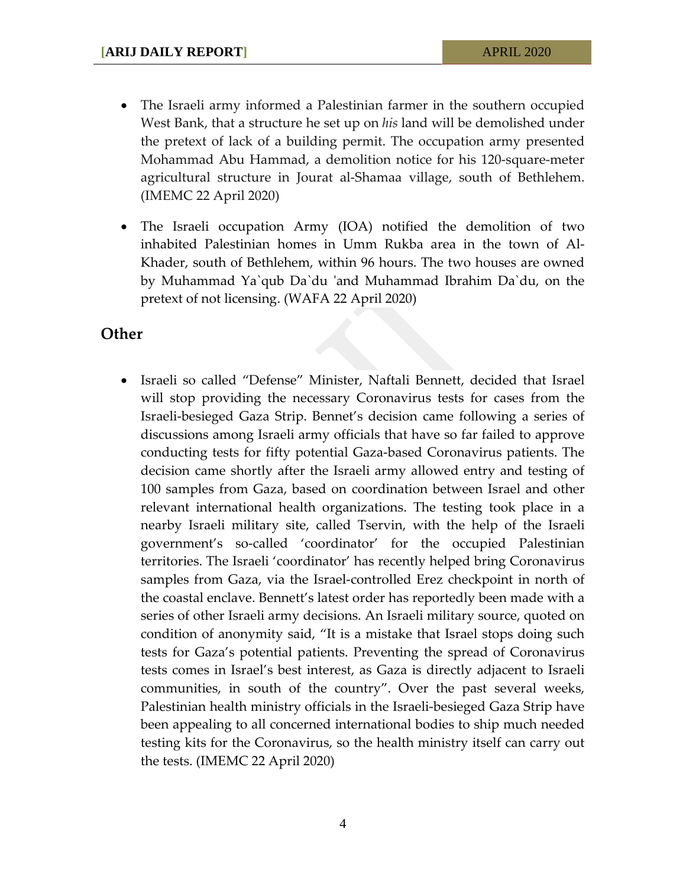- The Israeli army informed a Palestinian farmer in the southern occupied West Bank, that a structure he set up on *his* land will be demolished under the pretext of lack of a building permit. The occupation army presented Mohammad Abu Hammad, a demolition notice for his 120-square-meter agricultural structure in Jourat al-Shamaa village, south of Bethlehem. (IMEMC 22 April 2020)

- The Israeli occupation Army (IOA) notified the demolition of two inhabited Palestinian homes in Umm Rukba area in the town of Al-Khader, south of Bethlehem, within 96 hours. The two houses are owned by Muhammad Ya`qub Da`du 'and Muhammad Ibrahim Da`du, on the pretext of not licensing. (WAFA 22 April 2020)

## Other

- Israeli so called "Defense" Minister, Naftali Bennett, decided that Israel will stop providing the necessary Coronavirus tests for cases from the Israeli-besieged Gaza Strip. Bennet's decision came following a series of discussions among Israeli army officials that have so far failed to approve conducting tests for fifty potential Gaza-based Coronavirus patients. The decision came shortly after the Israeli army allowed entry and testing of 100 samples from Gaza, based on coordination between Israel and other relevant international health organizations. The testing took place in a nearby Israeli military site, called Tservin, with the help of the Israeli government's so-called 'coordinator' for the occupied Palestinian territories. The Israeli 'coordinator' has recently helped bring Coronavirus samples from Gaza, via the Israel-controlled Erez checkpoint in north of the coastal enclave. Bennett's latest order has reportedly been made with a series of other Israeli army decisions. An Israeli military source, quoted on condition of anonymity said, "It is a mistake that Israel stops doing such tests for Gaza's potential patients. Preventing the spread of Coronavirus tests comes in Israel's best interest, as Gaza is directly adjacent to Israeli communities, in south of the country". Over the past several weeks, Palestinian health ministry officials in the Israeli-besieged Gaza Strip have been appealing to all concerned international bodies to ship much needed testing kits for the Coronavirus, so the health ministry itself can carry out the tests. (IMEMC 22 April 2020)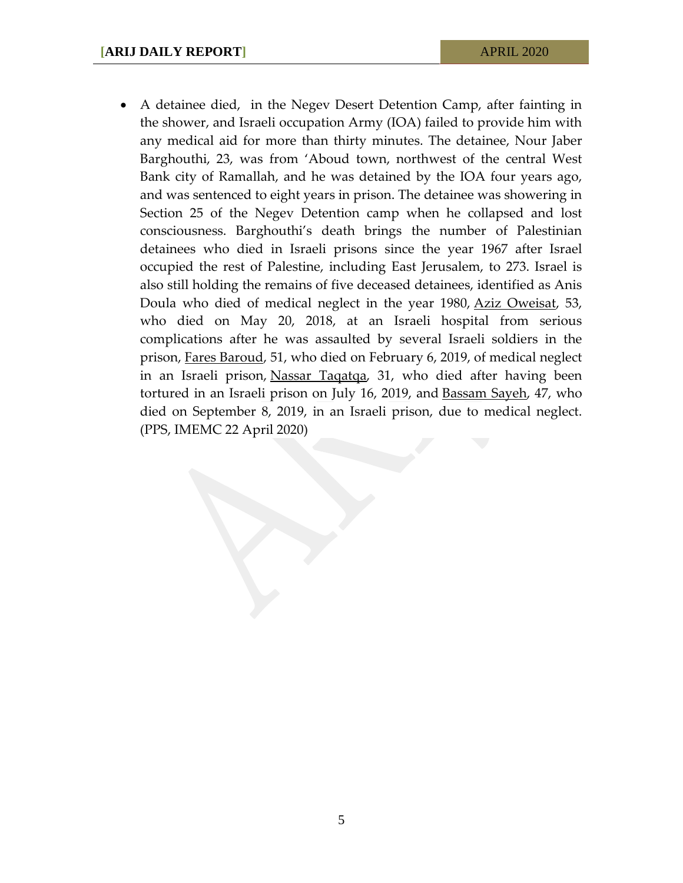- A detainee died, in the Negev Desert Detention Camp, after fainting in the shower, and Israeli occupation Army (IOA) failed to provide him with any medical aid for more than thirty minutes. The detainee, Nour Jaber Barghouthi, 23, was from 'Aboud town, northwest of the central West Bank city of Ramallah, and he was detained by the IOA four years ago, and was sentenced to eight years in prison. The detainee was showering in Section 25 of the Negev Detention camp when he collapsed and lost consciousness. Barghouthi's death brings the number of Palestinian detainees who died in Israeli prisons since the year 1967 after Israel occupied the rest of Palestine, including East Jerusalem, to 273. Israel is also still holding the remains of five deceased detainees, identified as Anis Doula who died of medical neglect in the year 1980, Aziz Oweisat, 53, who died on May 20, 2018, at an Israeli hospital from serious complications after he was assaulted by several Israeli soldiers in the prison, Fares Baroud, 51, who died on February 6, 2019, of medical neglect in an Israeli prison, Nassar Taqatqa, 31, who died after having been tortured in an Israeli prison on July 16, 2019, and Bassam Sayeh, 47, who died on September 8, 2019, in an Israeli prison, due to medical neglect. (PPS, IMEMC 22 April 2020)